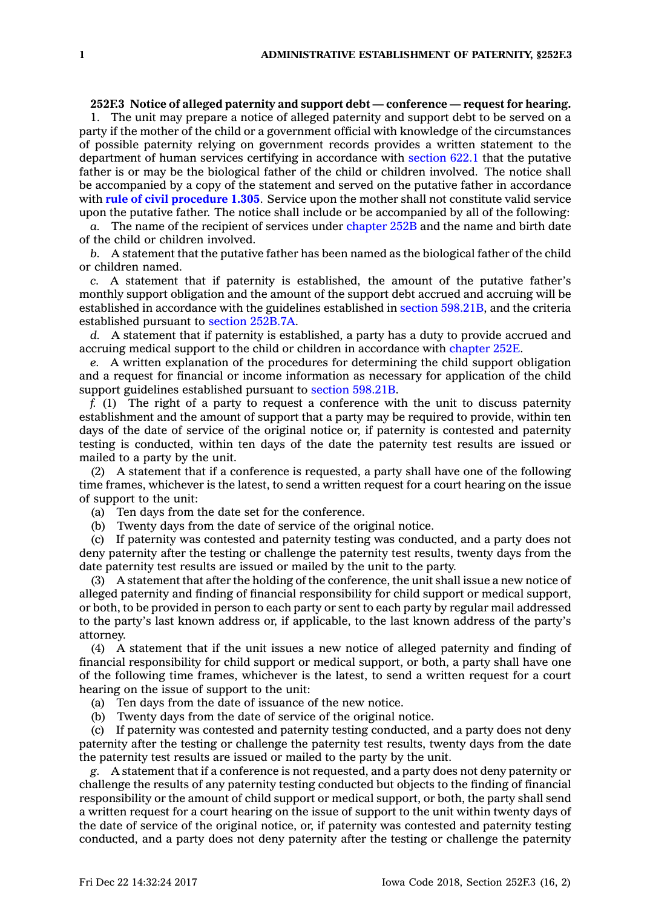**252F.3 Notice of alleged paternity and support debt — conference — request for hearing.**

1. The unit may prepare a notice of alleged paternity and support debt to be served on a party if the mother of the child or a government official with knowledge of the circumstances of possible paternity relying on government records provides a written statement to the department of human services certifying in accordance with section 622.1 that the putative father is or may be the biological father of the child or children involved. The notice shall be accompanied by a copy of the statement and served on the putative father in accordance with **rule of civil procedure 1.305**. Service upon the mother shall not constitute valid service upon the putative father. The notice shall include or be accompanied by all of the following:

*a.* The name of the recipient of services under chapter 252B and the name and birth date of the child or children involved.

*b.* A statement that the putative father has been named as the biological father of the child or children named.

*c.* A statement that if paternity is established, the amount of the putative father's monthly support obligation and the amount of the support debt accrued and accruing will be established in accordance with the guidelines established in section 598.21B, and the criteria established pursuant to section 252B.7A.

*d.* A statement that if paternity is established, a party has a duty to provide accrued and accruing medical support to the child or children in accordance with chapter 252E.

*e.* A written explanation of the procedures for determining the child support obligation and a request for financial or income information as necessary for application of the child support guidelines established pursuant to section 598.21B.

*f.* (1) The right of a party to request a conference with the unit to discuss paternity establishment and the amount of support that a party may be required to provide, within ten days of the date of service of the original notice or, if paternity is contested and paternity testing is conducted, within ten days of the date the paternity test results are issued or mailed to a party by the unit.

(2) A statement that if a conference is requested, a party shall have one of the following time frames, whichever is the latest, to send a written request for a court hearing on the issue of support to the unit:

(a) Ten days from the date set for the conference.

(b) Twenty days from the date of service of the original notice.

(c) If paternity was contested and paternity testing was conducted, and a party does not deny paternity after the testing or challenge the paternity test results, twenty days from the date paternity test results are issued or mailed by the unit to the party.

(3) A statement that after the holding of the conference, the unit shall issue a new notice of alleged paternity and finding of financial responsibility for child support or medical support, or both, to be provided in person to each party or sent to each party by regular mail addressed to the party's last known address or, if applicable, to the last known address of the party's attorney.

(4) A statement that if the unit issues a new notice of alleged paternity and finding of financial responsibility for child support or medical support, or both, a party shall have one of the following time frames, whichever is the latest, to send a written request for a court hearing on the issue of support to the unit:

(a) Ten days from the date of issuance of the new notice.

(b) Twenty days from the date of service of the original notice.

(c) If paternity was contested and paternity testing conducted, and a party does not deny paternity after the testing or challenge the paternity test results, twenty days from the date the paternity test results are issued or mailed to the party by the unit.

*g.* A statement that if a conference is not requested, and a party does not deny paternity or challenge the results of any paternity testing conducted but objects to the finding of financial responsibility or the amount of child support or medical support, or both, the party shall send a written request for a court hearing on the issue of support to the unit within twenty days of the date of service of the original notice, or, if paternity was contested and paternity testing conducted, and a party does not deny paternity after the testing or challenge the paternity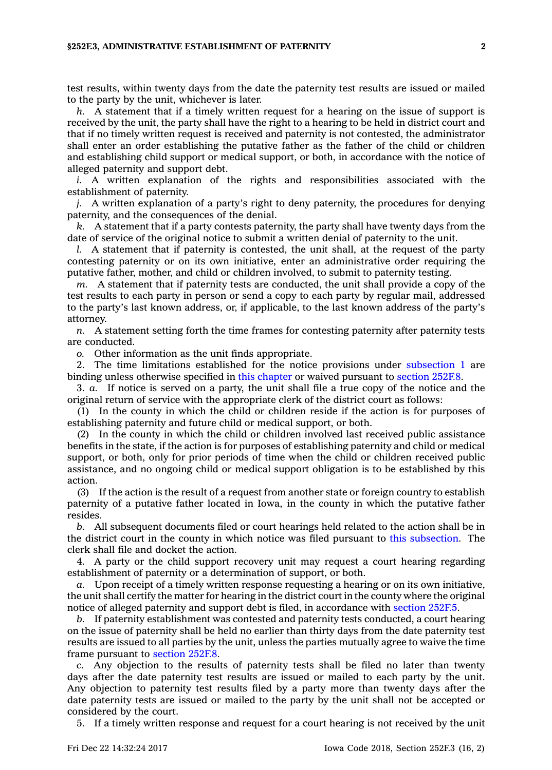test results, within twenty days from the date the paternity test results are issued or mailed to the party by the unit, whichever is later.

*h.* A statement that if a timely written request for a hearing on the issue of support is received by the unit, the party shall have the right to a hearing to be held in district court and that if no timely written request is received and paternity is not contested, the administrator shall enter an order establishing the putative father as the father of the child or children and establishing child support or medical support, or both, in accordance with the notice of alleged paternity and support debt.

*i.* A written explanation of the rights and responsibilities associated with the establishment of paternity.

*j.* A written explanation of a party's right to deny paternity, the procedures for denying paternity, and the consequences of the denial.

*k.* A statement that if a party contests paternity, the party shall have twenty days from the date of service of the original notice to submit a written denial of paternity to the unit.

*l.* A statement that if paternity is contested, the unit shall, at the request of the party contesting paternity or on its own initiative, enter an administrative order requiring the putative father, mother, and child or children involved, to submit to paternity testing.

*m.* A statement that if paternity tests are conducted, the unit shall provide a copy of the test results to each party in person or send a copy to each party by regular mail, addressed to the party's last known address, or, if applicable, to the last known address of the party's attorney.

*n.* A statement setting forth the time frames for contesting paternity after paternity tests are conducted.

*o.* Other information as the unit finds appropriate.

2. The time limitations established for the notice provisions under subsection 1 are binding unless otherwise specified in this chapter or waived pursuant to section 252F.8.

3. *a.* If notice is served on a party, the unit shall file a true copy of the notice and the original return of service with the appropriate clerk of the district court as follows:

(1) In the county in which the child or children reside if the action is for purposes of establishing paternity and future child or medical support, or both.

(2) In the county in which the child or children involved last received public assistance benefits in the state, if the action is for purposes of establishing paternity and child or medical support, or both, only for prior periods of time when the child or children received public assistance, and no ongoing child or medical support obligation is to be established by this action.

(3) If the action is the result of a request from another state or foreign country to establish paternity of a putative father located in Iowa, in the county in which the putative father resides.

*b.* All subsequent documents filed or court hearings held related to the action shall be in the district court in the county in which notice was filed pursuant to this subsection. The clerk shall file and docket the action.

4. A party or the child support recovery unit may request a court hearing regarding establishment of paternity or a determination of support, or both.

*a.* Upon receipt of a timely written response requesting a hearing or on its own initiative, the unit shall certify the matter for hearing in the district court in the county where the original notice of alleged paternity and support debt is filed, in accordance with section 252F.5.

*b.* If paternity establishment was contested and paternity tests conducted, a court hearing on the issue of paternity shall be held no earlier than thirty days from the date paternity test results are issued to all parties by the unit, unless the parties mutually agree to waive the time frame pursuant to section 252F.8.

*c.* Any objection to the results of paternity tests shall be filed no later than twenty days after the date paternity test results are issued or mailed to each party by the unit. Any objection to paternity test results filed by a party more than twenty days after the date paternity tests are issued or mailed to the party by the unit shall not be accepted or considered by the court.

5. If a timely written response and request for a court hearing is not received by the unit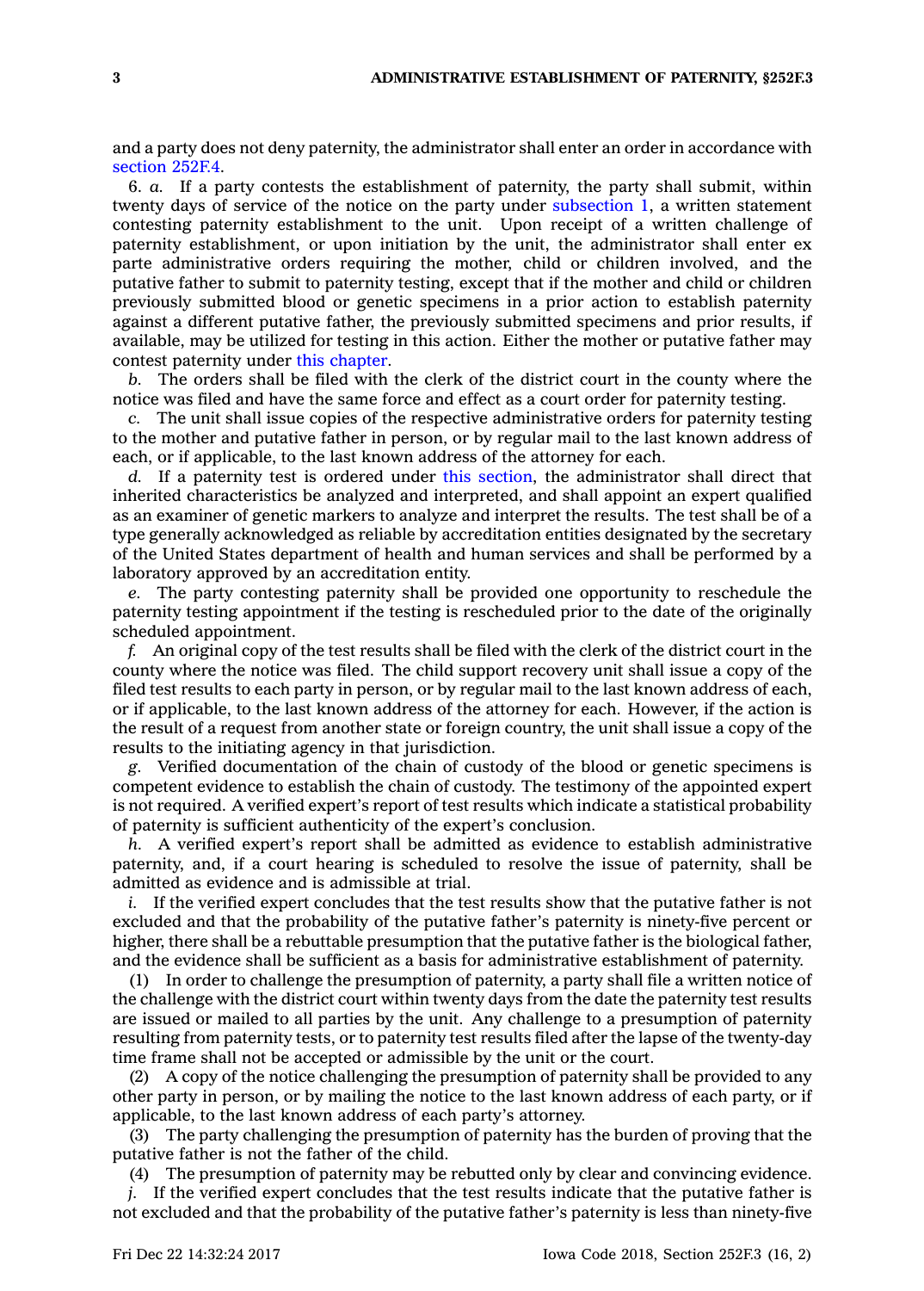and a party does not deny paternity, the administrator shall enter an order in accordance with section 252F.4.

6. *a.* If a party contests the establishment of paternity, the party shall submit, within twenty days of service of the notice on the party under subsection 1, a written statement contesting paternity establishment to the unit. Upon receipt of a written challenge of paternity establishment, or upon initiation by the unit, the administrator shall enter ex parte administrative orders requiring the mother, child or children involved, and the putative father to submit to paternity testing, except that if the mother and child or children previously submitted blood or genetic specimens in a prior action to establish paternity against a different putative father, the previously submitted specimens and prior results, if available, may be utilized for testing in this action. Either the mother or putative father may contest paternity under this chapter.

*b.* The orders shall be filed with the clerk of the district court in the county where the notice was filed and have the same force and effect as a court order for paternity testing.

*c.* The unit shall issue copies of the respective administrative orders for paternity testing to the mother and putative father in person, or by regular mail to the last known address of each, or if applicable, to the last known address of the attorney for each.

*d.* If a paternity test is ordered under this section, the administrator shall direct that inherited characteristics be analyzed and interpreted, and shall appoint an expert qualified as an examiner of genetic markers to analyze and interpret the results. The test shall be of a type generally acknowledged as reliable by accreditation entities designated by the secretary of the United States department of health and human services and shall be performed by a laboratory approved by an accreditation entity.

*e.* The party contesting paternity shall be provided one opportunity to reschedule the paternity testing appointment if the testing is rescheduled prior to the date of the originally scheduled appointment.

*f.* An original copy of the test results shall be filed with the clerk of the district court in the county where the notice was filed. The child support recovery unit shall issue a copy of the filed test results to each party in person, or by regular mail to the last known address of each, or if applicable, to the last known address of the attorney for each. However, if the action is the result of a request from another state or foreign country, the unit shall issue a copy of the results to the initiating agency in that jurisdiction.

*g.* Verified documentation of the chain of custody of the blood or genetic specimens is competent evidence to establish the chain of custody. The testimony of the appointed expert is not required. A verified expert's report of test results which indicate a statistical probability of paternity is sufficient authenticity of the expert's conclusion.

*h.* A verified expert's report shall be admitted as evidence to establish administrative paternity, and, if a court hearing is scheduled to resolve the issue of paternity, shall be admitted as evidence and is admissible at trial.

*i.* If the verified expert concludes that the test results show that the putative father is not excluded and that the probability of the putative father's paternity is ninety-five percent or higher, there shall be a rebuttable presumption that the putative father is the biological father, and the evidence shall be sufficient as a basis for administrative establishment of paternity.

(1) In order to challenge the presumption of paternity, a party shall file a written notice of the challenge with the district court within twenty days from the date the paternity test results are issued or mailed to all parties by the unit. Any challenge to a presumption of paternity resulting from paternity tests, or to paternity test results filed after the lapse of the twenty-day time frame shall not be accepted or admissible by the unit or the court.

(2) A copy of the notice challenging the presumption of paternity shall be provided to any other party in person, or by mailing the notice to the last known address of each party, or if applicable, to the last known address of each party's attorney.

(3) The party challenging the presumption of paternity has the burden of proving that the putative father is not the father of the child.

(4) The presumption of paternity may be rebutted only by clear and convincing evidence.

*j.* If the verified expert concludes that the test results indicate that the putative father is not excluded and that the probability of the putative father's paternity is less than ninety-five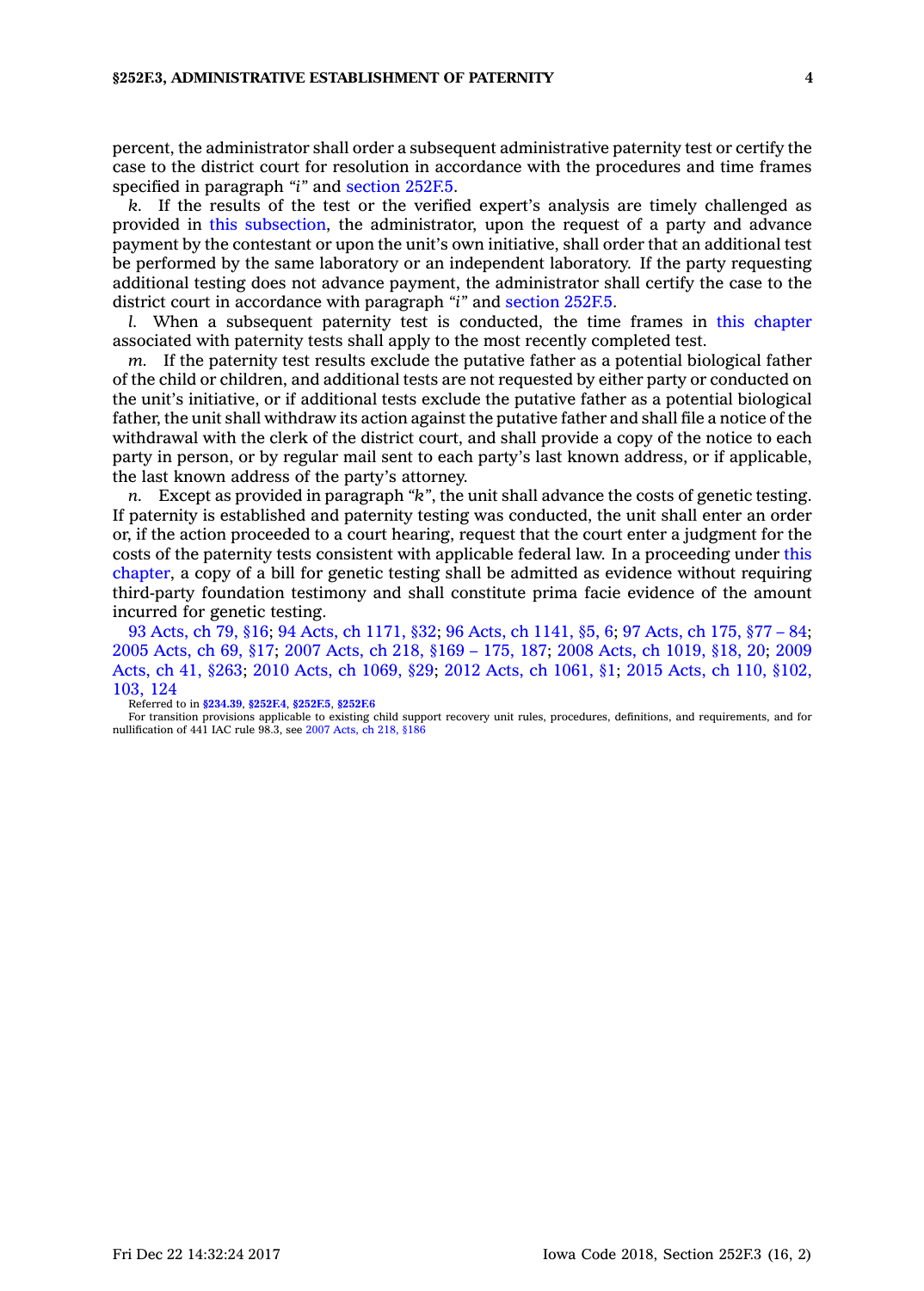percent, the administrator shall order a subsequent administrative paternity test or certify the case to the district court for resolution in accordance with the procedures and time frames specified in paragraph *"i"* and section 252F.5.

*k.* If the results of the test or the verified expert's analysis are timely challenged as provided in this subsection, the administrator, upon the request of a party and advance payment by the contestant or upon the unit's own initiative, shall order that an additional test be performed by the same laboratory or an independent laboratory. If the party requesting additional testing does not advance payment, the administrator shall certify the case to the district court in accordance with paragraph *"i"* and section 252F.5.

*l.* When a subsequent paternity test is conducted, the time frames in this chapter associated with paternity tests shall apply to the most recently completed test.

*m.* If the paternity test results exclude the putative father as a potential biological father of the child or children, and additional tests are not requested by either party or conducted on the unit's initiative, or if additional tests exclude the putative father as a potential biological father, the unit shall withdraw its action against the putative father and shall file a notice of the withdrawal with the clerk of the district court, and shall provide a copy of the notice to each party in person, or by regular mail sent to each party's last known address, or if applicable, the last known address of the party's attorney.

*n.* Except as provided in paragraph *"k"*, the unit shall advance the costs of genetic testing. If paternity is established and paternity testing was conducted, the unit shall enter an order or, if the action proceeded to a court hearing, request that the court enter a judgment for the costs of the paternity tests consistent with applicable federal law. In a proceeding under this chapter, a copy of a bill for genetic testing shall be admitted as evidence without requiring third-party foundation testimony and shall constitute prima facie evidence of the amount incurred for genetic testing.

93 Acts, ch 79, §16; 94 Acts, ch 1171, §32; 96 Acts, ch 1141, §5, 6; 97 Acts, ch 175, §77 – 84; 2005 Acts, ch 69, §17; 2007 Acts, ch 218, §169 – 175, 187; 2008 Acts, ch 1019, §18, 20; 2009 Acts, ch 41, §263; 2010 Acts, ch 1069, §29; 2012 Acts, ch 1061, §1; 2015 Acts, ch 110, §102, 103, 124

Referred to in **§234.39**, **§252F.4**, **§252F.5**, **§252F.6**

For transition provisions applicable to existing child support recovery unit rules, procedures, definitions, and requirements, and for nullification of 441 IAC rule 98.3, see 2007 Acts, ch 218, §186